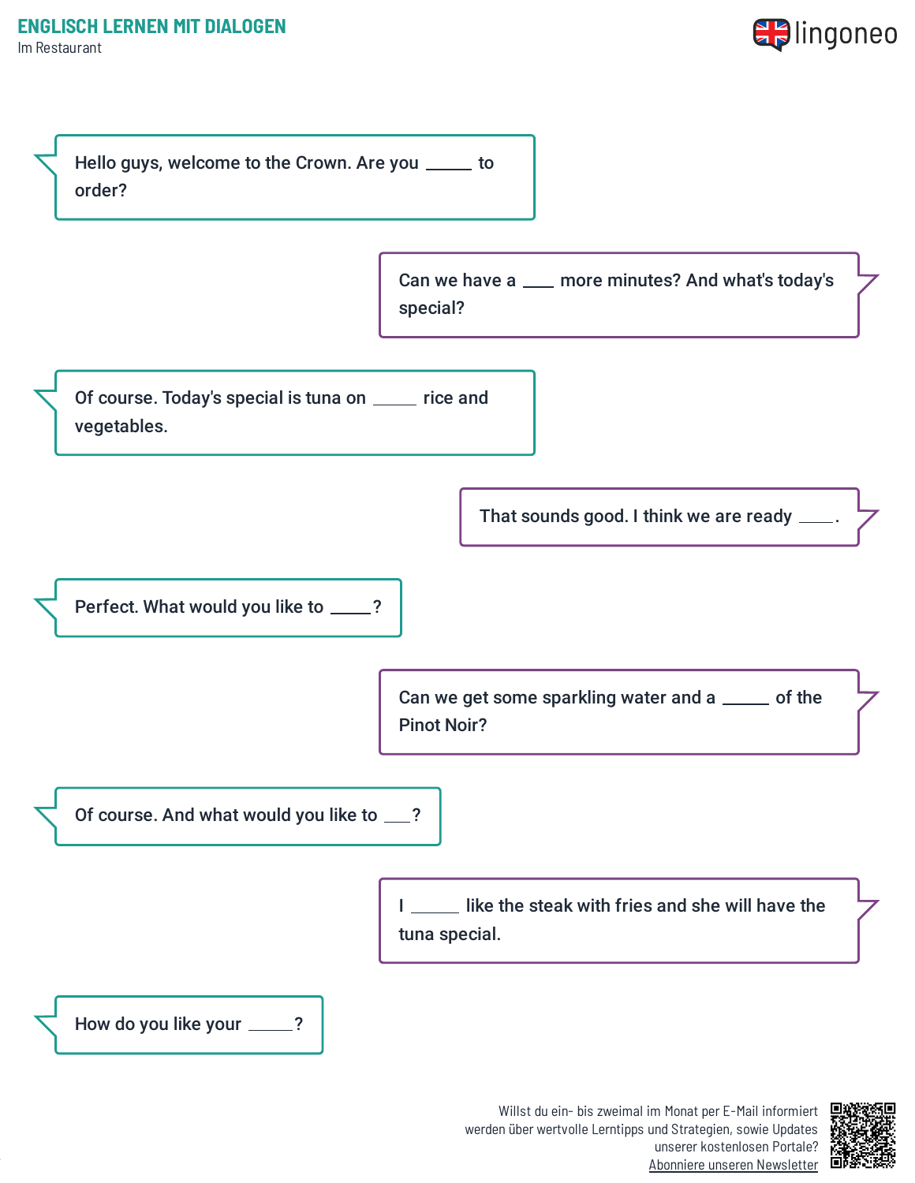# ENGLISCH LERNEN MIT DIALOGEN

Im Restaurant

Hello guys, welcome to the Crown. Are you _____ to order?

Can we have a ___ more minutes? And what's today's special?

Of course. Today's special is tuna on _____ rice and vegetables.

That sounds good. I think we are ready ____.

Perfect. What would you like to _____?

Can we get some sparkling water and a _____ of the Pinot Noir?

Of course. And what would you like to ___?

I _____ like the steak with fries and she will have the tuna special.

How do you like your _____?

Willst du ein- bis zweimal im Monat per E-Mail informiert werden über wertvolle Lerntipps und Strategien, sowie Updates unserer kostenlosen Portale? Abonniere unseren Newsletter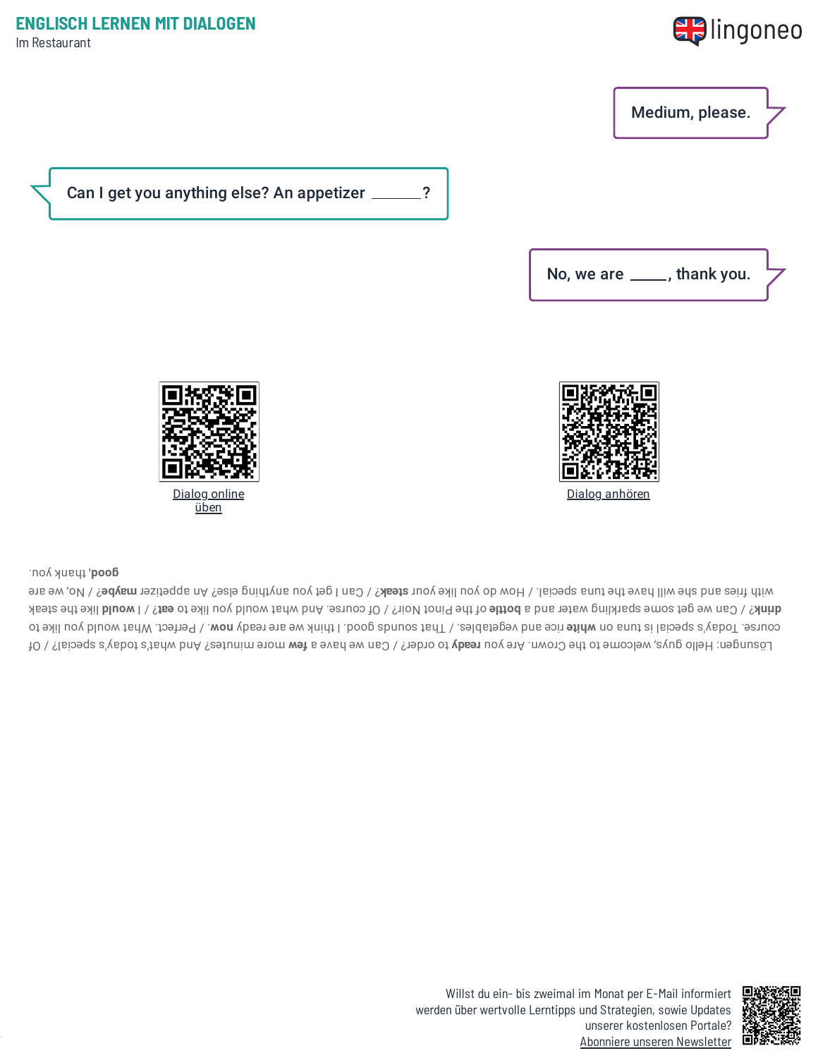Medium, please.

Can I get you anything else? An appetizer ______?

No, we are _____, thank you.

Dialog online üben

Dialog anhören

Lösungen: Hello guys, welcome to the Crown. Are you **ready** to order? / Can we have a **few** more minutes? And what's today's special? / Of course. Today's special is tuna on **white** rice and vegetables. / That sounds good. I think we are ready **now**. / Perfect. What would you like to **drink**? / Can we get some sparkling water and a **bottle** of the Pinot Noir? / Of course. And what would you like to **eat**? / I **would** like the steak with fries and she will have the tuna special. / How do you like your **steak**? / Can I get you anything else? An appetizer **maybe**? / No, we are **good**, thank you.

Willst du ein- bis zweimal im Monat per E-Mail informiert werden über wertvolle Lerntipps und Strategien, sowie Updates unserer kostenlosen Portale? Abonniere unseren Newsletter